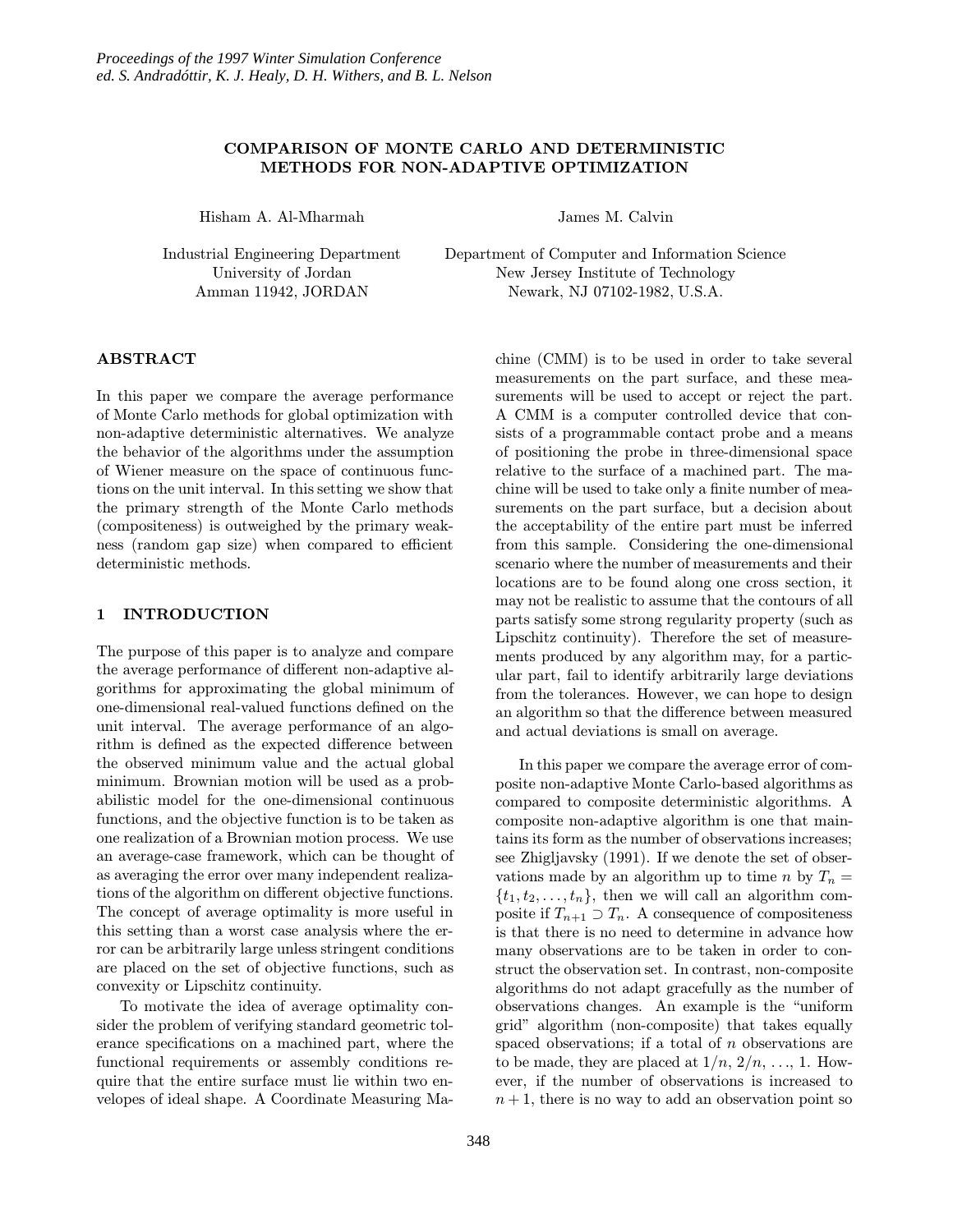# COMPARISON OF MONTE CARLO AND DETERMINISTIC METHODS FOR NON-ADAPTIVE OPTIMIZATION

Hisham A. Al-Mharmah

Industrial Engineering Department
University of Jordan
Amman 11942, JORDAN

James M. Calvin

Department of Computer and Information Science
New Jersey Institute of Technology
Newark, NJ 07102-1982, U.S.A.

## ABSTRACT

In this paper we compare the average performance of Monte Carlo methods for global optimization with non-adaptive deterministic alternatives. We analyze the behavior of the algorithms under the assumption of Wiener measure on the space of continuous functions on the unit interval. In this setting we show that the primary strength of the Monte Carlo methods (compositeness) is outweighed by the primary weakness (random gap size) when compared to efficient deterministic methods.

## 1 INTRODUCTION

The purpose of this paper is to analyze and compare the average performance of different non-adaptive algorithms for approximating the global minimum of one-dimensional real-valued functions defined on the unit interval. The average performance of an algorithm is defined as the expected difference between the observed minimum value and the actual global minimum. Brownian motion will be used as a probabilistic model for the one-dimensional continuous functions, and the objective function is to be taken as one realization of a Brownian motion process. We use an average-case framework, which can be thought of as averaging the error over many independent realizations of the algorithm on different objective functions. The concept of average optimality is more useful in this setting than a worst case analysis where the error can be arbitrarily large unless stringent conditions are placed on the set of objective functions, such as convexity or Lipschitz continuity.

To motivate the idea of average optimality consider the problem of verifying standard geometric tolerance specifications on a machined part, where the functional requirements or assembly conditions require that the entire surface must lie within two envelopes of ideal shape. A Coordinate Measuring Machine (CMM) is to be used in order to take several measurements on the part surface, and these measurements will be used to accept or reject the part. A CMM is a computer controlled device that consists of a programmable contact probe and a means of positioning the probe in three-dimensional space relative to the surface of a machined part. The machine will be used to take only a finite number of measurements on the part surface, but a decision about the acceptability of the entire part must be inferred from this sample. Considering the one-dimensional scenario where the number of measurements and their locations are to be found along one cross section, it may not be realistic to assume that the contours of all parts satisfy some strong regularity property (such as Lipschitz continuity). Therefore the set of measurements produced by any algorithm may, for a particular part, fail to identify arbitrarily large deviations from the tolerances. However, we can hope to design an algorithm so that the difference between measured and actual deviations is small on average.

In this paper we compare the average error of composite non-adaptive Monte Carlo-based algorithms as compared to composite deterministic algorithms. A composite non-adaptive algorithm is one that maintains its form as the number of observations increases; see Zhigljavsky (1991). If we denote the set of observations made by an algorithm up to time $n$ by $T_n = \{t_1, t_2, \ldots, t_n\}$, then we will call an algorithm composite if $T_{n+1} \supset T_n$. A consequence of compositeness is that there is no need to determine in advance how many observations are to be taken in order to construct the observation set. In contrast, non-composite algorithms do not adapt gracefully as the number of observations changes. An example is the "uniform grid" algorithm (non-composite) that takes equally spaced observations; if a total of $n$ observations are to be made, they are placed at $1/n$, $2/n$, …, 1. However, if the number of observations is increased to $n+1$, there is no way to add an observation point so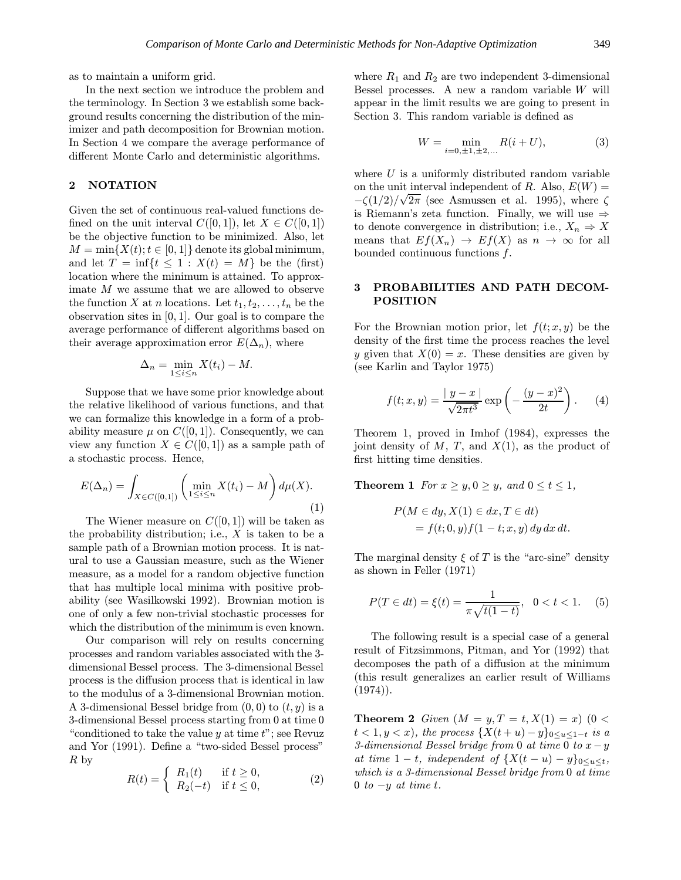as to maintain a uniform grid.

In the next section we introduce the problem and the terminology. In Section 3 we establish some background results concerning the distribution of the minimizer and path decomposition for Brownian motion. In Section 4 we compare the average performance of different Monte Carlo and deterministic algorithms.

## 2 NOTATION

Given the set of continuous real-valued functions defined on the unit interval $C([0,1])$, let $X \in C([0,1])$ be the objective function to be minimized. Also, let $M = \min\{X(t); t \in [0,1]\}$ denote its global minimum, and let $T = \inf\{t \leq 1 : X(t) = M\}$ be the (first) location where the minimum is attained. To approximate $M$ we assume that we are allowed to observe the function $X$ at $n$ locations. Let $t_1, t_2, \ldots, t_n$ be the observation sites in $[0,1]$. Our goal is to compare the average performance of different algorithms based on their average approximation error $E(\Delta_n)$, where

$$\Delta_n = \min_{1 \leq i \leq n} X(t_i) - M.$$

Suppose that we have some prior knowledge about the relative likelihood of various functions, and that we can formalize this knowledge in a form of a probability measure $\mu$ on $C([0,1])$. Consequently, we can view any function $X \in C([0,1])$ as a sample path of a stochastic process. Hence,

$$E(\Delta_n) = \int_{X \in C([0,1])} \left( \min_{1 \leq i \leq n} X(t_i) - M \right) d\mu(X). \tag{1}$$

The Wiener measure on $C([0,1])$ will be taken as the probability distribution; i.e., $X$ is taken to be a sample path of a Brownian motion process. It is natural to use a Gaussian measure, such as the Wiener measure, as a model for a random objective function that has multiple local minima with positive probability (see Wasilkowski 1992). Brownian motion is one of only a few non-trivial stochastic processes for which the distribution of the minimum is even known.

Our comparison will rely on results concerning processes and random variables associated with the 3-dimensional Bessel process. The 3-dimensional Bessel process is the diffusion process that is identical in law to the modulus of a 3-dimensional Brownian motion. A 3-dimensional Bessel bridge from $(0,0)$ to $(t,y)$ is a 3-dimensional Bessel process starting from 0 at time 0 "conditioned to take the value $y$ at time $t$"; see Revuz and Yor (1991). Define a "two-sided Bessel process" $R$ by

$$R(t) = \begin{cases} R_1(t) & \text{if } t \geq 0, \\ R_2(-t) & \text{if } t \leq 0, \end{cases} \tag{2}$$

where $R_1$ and $R_2$ are two independent 3-dimensional Bessel processes. A new a random variable $W$ will appear in the limit results we are going to present in Section 3. This random variable is defined as

$$W = \min_{i=0,\pm 1,\pm 2,\ldots} R(i+U), \tag{3}$$

where $U$ is a uniformly distributed random variable on the unit interval independent of $R$. Also, $E(W) = -\zeta(1/2)/\sqrt{2\pi}$ (see Asmussen et al. 1995), where $\zeta$ is Riemann's zeta function. Finally, we will use $\Rightarrow$ to denote convergence in distribution; i.e., $X_n \Rightarrow X$ means that $Ef(X_n) \to Ef(X)$ as $n \to \infty$ for all bounded continuous functions $f$.

## 3 PROBABILITIES AND PATH DECOMPOSITION

For the Brownian motion prior, let $f(t;x,y)$ be the density of the first time the process reaches the level $y$ given that $X(0) = x$. These densities are given by (see Karlin and Taylor 1975)

$$f(t;x,y) = \frac{|\, y - x \,|}{\sqrt{2\pi t^3}} \exp\left( -\frac{(y-x)^2}{2t} \right). \tag{4}$$

Theorem 1, proved in Imhof (1984), expresses the joint density of $M$, $T$, and $X(1)$, as the product of first hitting time densities.

**Theorem 1** *For $x \geq y, 0 \geq y$, and $0 \leq t \leq 1$,*

$$\begin{aligned} &P(M \in dy, X(1) \in dx, T \in dt) \\ &\quad = f(t;0,y) f(1-t;x,y)\, dy\, dx\, dt. \end{aligned}$$

The marginal density $\xi$ of $T$ is the "arc-sine" density as shown in Feller (1971)

$$P(T \in dt) = \xi(t) = \frac{1}{\pi\sqrt{t(1-t)}}, \quad 0 < t < 1. \tag{5}$$

The following result is a special case of a general result of Fitzsimmons, Pitman, and Yor (1992) that decomposes the path of a diffusion at the minimum (this result generalizes an earlier result of Williams (1974)).

**Theorem 2** *Given $(M = y, T = t, X(1) = x)$ $(0 < t < 1, y < x)$, the process $\{X(t+u) - y\}_{0 \leq u \leq 1-t}$ is a 3-dimensional Bessel bridge from 0 at time 0 to $x - y$ at time $1-t$, independent of $\{X(t-u) - y\}_{0 \leq u \leq t}$, which is a 3-dimensional Bessel bridge from 0 at time 0 to $-y$ at time $t$.*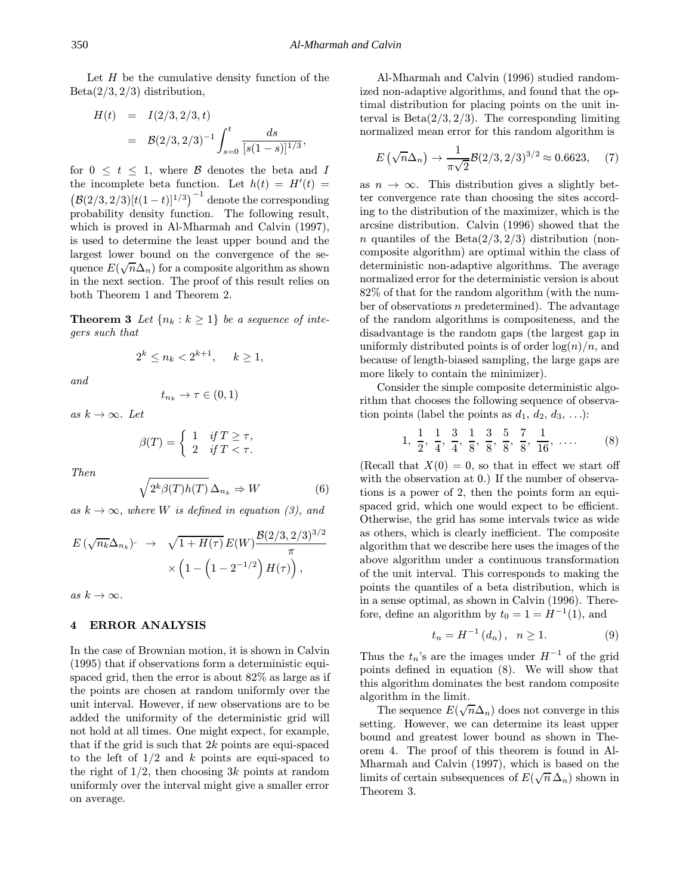Let $H$ be the cumulative density function of the Beta$(2/3, 2/3)$ distribution,

$$
\begin{aligned}
H(t) &= I(2/3, 2/3, t) \\
&= \mathcal{B}(2/3, 2/3)^{-1} \int_{s=0}^{t} \frac{ds}{[s(1-s)]^{1/3}},
\end{aligned}
$$

for $0 \leq t \leq 1$, where $\mathcal{B}$ denotes the beta and $I$ the incomplete beta function. Let $h(t) = H'(t) = \left(\mathcal{B}(2/3, 2/3)[t(1-t)]^{1/3}\right)^{-1}$ denote the corresponding probability density function. The following result, which is proved in Al-Mharmah and Calvin (1997), is used to determine the least upper bound and the largest lower bound on the convergence of the sequence $E(\sqrt{n}\Delta_n)$ for a composite algorithm as shown in the next section. The proof of this result relies on both Theorem 1 and Theorem 2.

**Theorem 3** *Let $\{n_k : k \geq 1\}$ be a sequence of integers such that*

$$
2^k \leq n_k < 2^{k+1}, \quad k \geq 1,
$$

*and*

$$
t_{n_k} \to \tau \in (0, 1)
$$

*as $k \to \infty$. Let*

$$
\beta(T) = \begin{cases} 1 & \text{if } T \geq \tau, \\ 2 & \text{if } T < \tau. \end{cases}
$$

*Then*

$$
\sqrt{2^k \beta(T) h(T)}\, \Delta_{n_k} \Rightarrow W \tag{6}
$$

*as $k \to \infty$, where $W$ is defined in equation (3), and*

$$
\begin{aligned}
E\left(\sqrt{n_k}\Delta_{n_k}\right) \to & \sqrt{1 + H(\tau)}\, E(W) \frac{\mathcal{B}(2/3, 2/3)^{3/2}}{\pi} \\
& \times \left(1 - \left(1 - 2^{-1/2}\right) H(\tau)\right),
\end{aligned}
$$

*as $k \to \infty$.*

## 4 ERROR ANALYSIS

In the case of Brownian motion, it is shown in Calvin (1995) that if observations form a deterministic equi-spaced grid, then the error is about 82% as large as if the points are chosen at random uniformly over the unit interval. However, if new observations are to be added the uniformity of the deterministic grid will not hold at all times. One might expect, for example, that if the grid is such that $2k$ points are equi-spaced to the left of $1/2$ and $k$ points are equi-spaced to the right of $1/2$, then choosing $3k$ points at random uniformly over the interval might give a smaller error on average.

Al-Mharmah and Calvin (1996) studied randomized non-adaptive algorithms, and found that the optimal distribution for placing points on the unit interval is Beta$(2/3, 2/3)$. The corresponding limiting normalized mean error for this random algorithm is

$$
E\left(\sqrt{n}\Delta_n\right) \to \frac{1}{\pi\sqrt{2}} \mathcal{B}(2/3, 2/3)^{3/2} \approx 0.6623, \tag{7}
$$

as $n \to \infty$. This distribution gives a slightly better convergence rate than choosing the sites according to the distribution of the maximizer, which is the arcsine distribution. Calvin (1996) showed that the $n$ quantiles of the Beta$(2/3, 2/3)$ distribution (non-composite algorithm) are optimal within the class of deterministic non-adaptive algorithms. The average normalized error for the deterministic version is about 82% of that for the random algorithm (with the number of observations $n$ predetermined). The advantage of the random algorithms is compositeness, and the disadvantage is the random gaps (the largest gap in uniformly distributed points is of order $\log(n)/n$, and because of length-biased sampling, the large gaps are more likely to contain the minimizer).

Consider the simple composite deterministic algorithm that chooses the following sequence of observation points (label the points as $d_1, d_2, d_3, \ldots$):

$$
1,\ \frac{1}{2},\ \frac{1}{4},\ \frac{3}{4},\ \frac{1}{8},\ \frac{3}{8},\ \frac{5}{8},\ \frac{7}{8},\ \frac{1}{16},\ \ldots. \tag{8}
$$

(Recall that $X(0) = 0$, so that in effect we start off with the observation at 0.) If the number of observations is a power of 2, then the points form an equi-spaced grid, which one would expect to be efficient. Otherwise, the grid has some intervals twice as wide as others, which is clearly inefficient. The composite algorithm that we describe here uses the images of the above algorithm under a continuous transformation of the unit interval. This corresponds to making the points the quantiles of a beta distribution, which is in a sense optimal, as shown in Calvin (1996). Therefore, define an algorithm by $t_0 = 1 = H^{-1}(1)$, and

$$
t_n = H^{-1}(d_n), \quad n \geq 1. \tag{9}
$$

Thus the $t_n$'s are the images under $H^{-1}$ of the grid points defined in equation (8). We will show that this algorithm dominates the best random composite algorithm in the limit.

The sequence $E(\sqrt{n}\Delta_n)$ does not converge in this setting. However, we can determine its least upper bound and greatest lower bound as shown in Theorem 4. The proof of this theorem is found in Al-Mharmah and Calvin (1997), which is based on the limits of certain subsequences of $E(\sqrt{n}\,\Delta_n)$ shown in Theorem 3.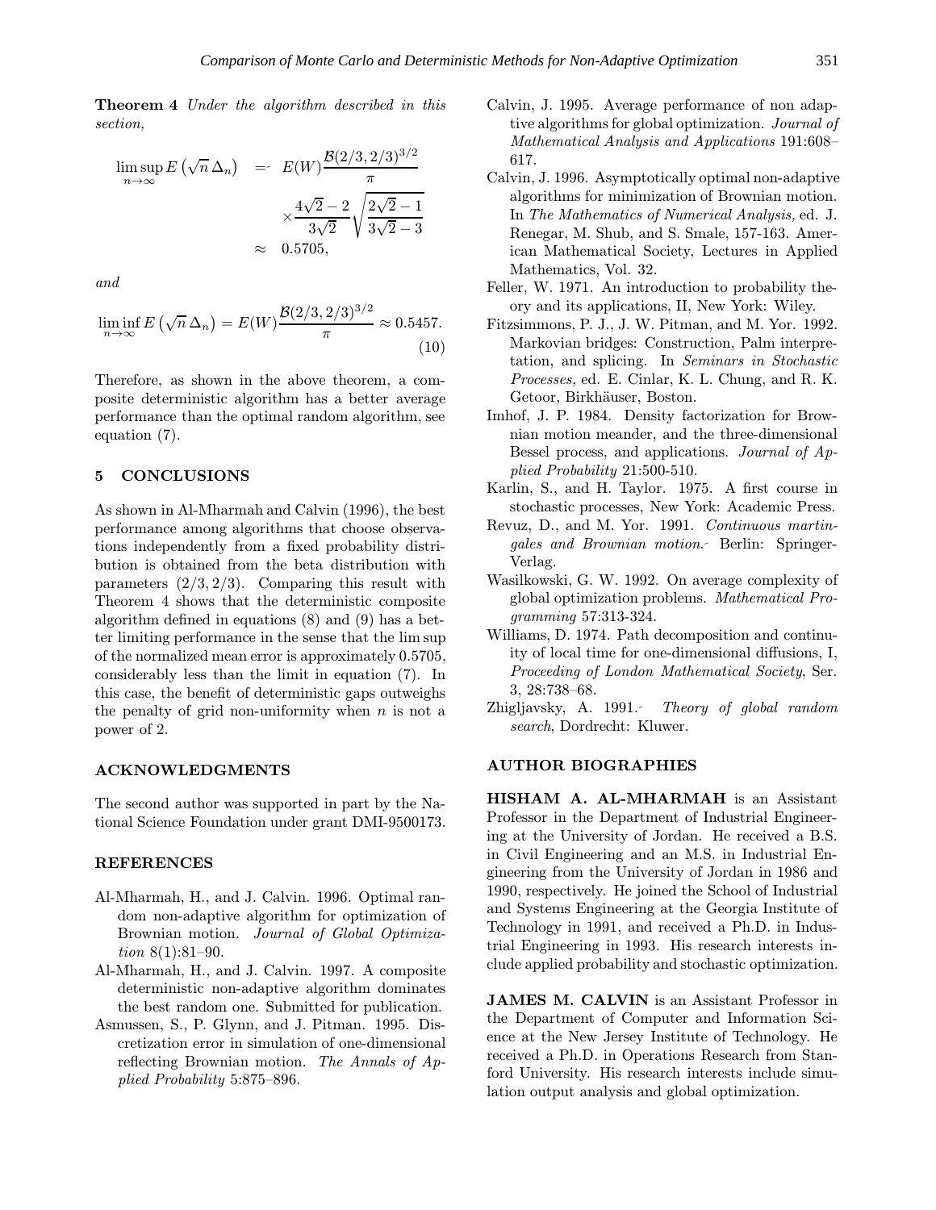**Theorem 4** *Under the algorithm described in this section,*

$$\limsup_{n\to\infty} E\left(\sqrt{n}\,\Delta_n\right) = E(W)\frac{\mathcal{B}(2/3,2/3)^{3/2}}{\pi} \times\frac{4\sqrt{2}-2}{3\sqrt{2}}\sqrt{\frac{2\sqrt{2}-1}{3\sqrt{2}-3}} \approx 0.5705,$$

*and*

$$\liminf_{n\to\infty} E\left(\sqrt{n}\,\Delta_n\right) = E(W)\frac{\mathcal{B}(2/3,2/3)^{3/2}}{\pi} \approx 0.5457. \tag{10}$$

Therefore, as shown in the above theorem, a composite deterministic algorithm has a better average performance than the optimal random algorithm, see equation (7).

## 5 CONCLUSIONS

As shown in Al-Mharmah and Calvin (1996), the best performance among algorithms that choose observations independently from a fixed probability distribution is obtained from the beta distribution with parameters $(2/3, 2/3)$. Comparing this result with Theorem 4 shows that the deterministic composite algorithm defined in equations (8) and (9) has a better limiting performance in the sense that the lim sup of the normalized mean error is approximately 0.5705, considerably less than the limit in equation (7). In this case, the benefit of deterministic gaps outweighs the penalty of grid non-uniformity when $n$ is not a power of 2.

## ACKNOWLEDGMENTS

The second author was supported in part by the National Science Foundation under grant DMI-9500173.

## REFERENCES

Al-Mharmah, H., and J. Calvin. 1996. Optimal random non-adaptive algorithm for optimization of Brownian motion. *Journal of Global Optimization* 8(1):81–90.

Al-Mharmah, H., and J. Calvin. 1997. A composite deterministic non-adaptive algorithm dominates the best random one. Submitted for publication.

Asmussen, S., P. Glynn, and J. Pitman. 1995. Discretization error in simulation of one-dimensional reflecting Brownian motion. *The Annals of Applied Probability* 5:875–896.

Calvin, J. 1995. Average performance of non adaptive algorithms for global optimization. *Journal of Mathematical Analysis and Applications* 191:608–617.

Calvin, J. 1996. Asymptotically optimal non-adaptive algorithms for minimization of Brownian motion. In *The Mathematics of Numerical Analysis,* ed. J. Renegar, M. Shub, and S. Smale, 157-163. American Mathematical Society, Lectures in Applied Mathematics, Vol. 32.

Feller, W. 1971. An introduction to probability theory and its applications, II, New York: Wiley.

Fitzsimmons, P. J., J. W. Pitman, and M. Yor. 1992. Markovian bridges: Construction, Palm interpretation, and splicing. In *Seminars in Stochastic Processes,* ed. E. Cinlar, K. L. Chung, and R. K. Getoor, Birkhäuser, Boston.

Imhof, J. P. 1984. Density factorization for Brownian motion meander, and the three-dimensional Bessel process, and applications. *Journal of Applied Probability* 21:500-510.

Karlin, S., and H. Taylor. 1975. A first course in stochastic processes, New York: Academic Press.

Revuz, D., and M. Yor. 1991. *Continuous martingales and Brownian motion.* Berlin: Springer-Verlag.

Wasilkowski, G. W. 1992. On average complexity of global optimization problems. *Mathematical Programming* 57:313-324.

Williams, D. 1974. Path decomposition and continuity of local time for one-dimensional diffusions, I, *Proceeding of London Mathematical Society*, Ser. 3, 28:738–68.

Zhigljavsky, A. 1991. *Theory of global random search*, Dordrecht: Kluwer.

## AUTHOR BIOGRAPHIES

**HISHAM A. AL-MHARMAH** is an Assistant Professor in the Department of Industrial Engineering at the University of Jordan. He received a B.S. in Civil Engineering and an M.S. in Industrial Engineering from the University of Jordan in 1986 and 1990, respectively. He joined the School of Industrial and Systems Engineering at the Georgia Institute of Technology in 1991, and received a Ph.D. in Industrial Engineering in 1993. His research interests include applied probability and stochastic optimization.

**JAMES M. CALVIN** is an Assistant Professor in the Department of Computer and Information Science at the New Jersey Institute of Technology. He received a Ph.D. in Operations Research from Stanford University. His research interests include simulation output analysis and global optimization.